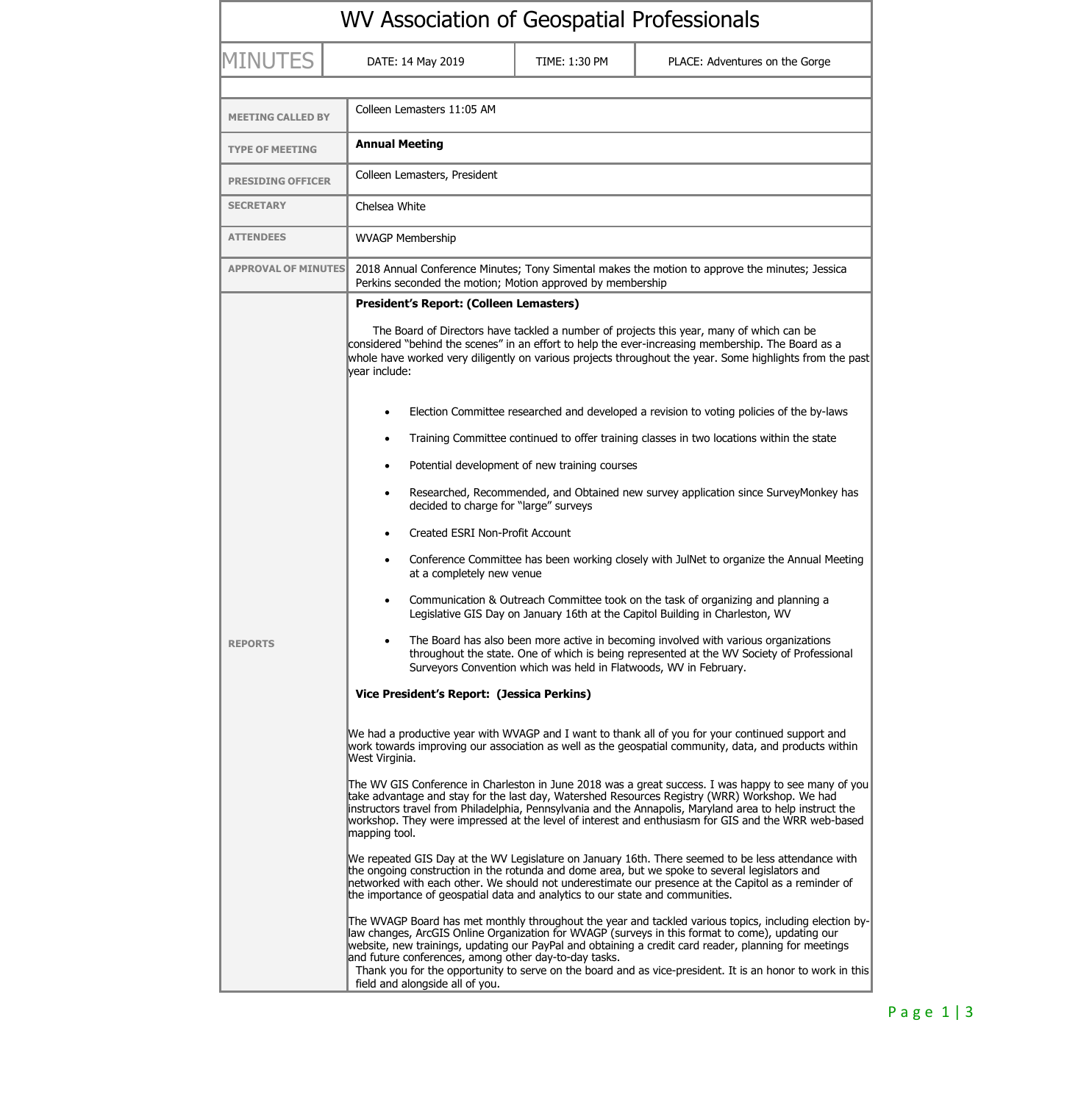# WV Association of Geospatial Professionals

| MINUTES | DATE: 14 May 2019 | TIME: 1:30 PM | PLACE: Adventures on the Gorge |
|---|---|---|---|

| | |
|---|---|
| MEETING CALLED BY | Colleen Lemasters 11:05 AM |
| TYPE OF MEETING | **Annual Meeting** |
| PRESIDING OFFICER | Colleen Lemasters, President |
| SECRETARY | Chelsea White |
| ATTENDEES | WVAGP Membership |
| APPROVAL OF MINUTES | 2018 Annual Conference Minutes; Tony Simental makes the motion to approve the minutes; Jessica Perkins seconded the motion; Motion approved by membership |

## REPORTS

**President's Report: (Colleen Lemasters)**

The Board of Directors have tackled a number of projects this year, many of which can be considered "behind the scenes" in an effort to help the ever-increasing membership. The Board as a whole have worked very diligently on various projects throughout the year. Some highlights from the past year include:

- Election Committee researched and developed a revision to voting policies of the by-laws
- Training Committee continued to offer training classes in two locations within the state
- Potential development of new training courses
- Researched, Recommended, and Obtained new survey application since SurveyMonkey has decided to charge for "large" surveys
- Created ESRI Non-Profit Account
- Conference Committee has been working closely with JulNet to organize the Annual Meeting at a completely new venue
- Communication & Outreach Committee took on the task of organizing and planning a Legislative GIS Day on January 16th at the Capitol Building in Charleston, WV
- The Board has also been more active in becoming involved with various organizations throughout the state. One of which is being represented at the WV Society of Professional Surveyors Convention which was held in Flatwoods, WV in February.

**Vice President's Report: (Jessica Perkins)**

We had a productive year with WVAGP and I want to thank all of you for your continued support and work towards improving our association as well as the geospatial community, data, and products within West Virginia.

The WV GIS Conference in Charleston in June 2018 was a great success. I was happy to see many of you take advantage and stay for the last day, Watershed Resources Registry (WRR) Workshop. We had instructors travel from Philadelphia, Pennsylvania and the Annapolis, Maryland area to help instruct the workshop. They were impressed at the level of interest and enthusiasm for GIS and the WRR web-based mapping tool.

We repeated GIS Day at the WV Legislature on January 16th. There seemed to be less attendance with the ongoing construction in the rotunda and dome area, but we spoke to several legislators and networked with each other. We should not underestimate our presence at the Capitol as a reminder of the importance of geospatial data and analytics to our state and communities.

The WVAGP Board has met monthly throughout the year and tackled various topics, including election by-law changes, ArcGIS Online Organization for WVAGP (surveys in this format to come), updating our website, new trainings, updating our PayPal and obtaining a credit card reader, planning for meetings and future conferences, among other day-to-day tasks.

Thank you for the opportunity to serve on the board and as vice-president. It is an honor to work in this field and alongside all of you.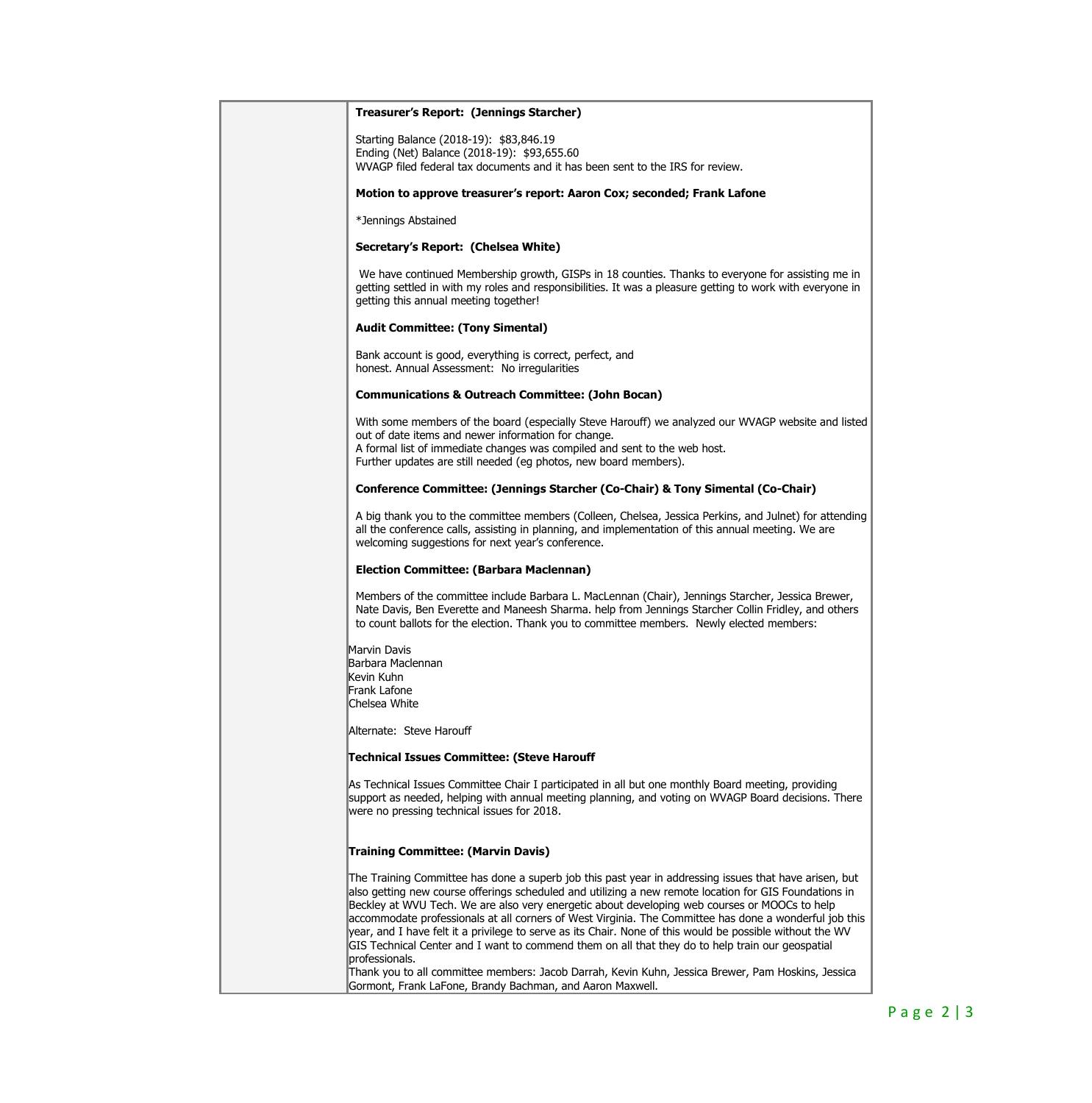**Treasurer's Report: (Jennings Starcher)**

Starting Balance (2018-19): $83,846.19
Ending (Net) Balance (2018-19): $93,655.60
WVAGP filed federal tax documents and it has been sent to the IRS for review.

**Motion to approve treasurer's report: Aaron Cox; seconded; Frank Lafone**

*Jennings Abstained

**Secretary's Report: (Chelsea White)**

We have continued Membership growth, GISPs in 18 counties. Thanks to everyone for assisting me in getting settled in with my roles and responsibilities. It was a pleasure getting to work with everyone in getting this annual meeting together!

**Audit Committee: (Tony Simental)**

Bank account is good, everything is correct, perfect, and honest. Annual Assessment: No irregularities

**Communications & Outreach Committee: (John Bocan)**

With some members of the board (especially Steve Harouff) we analyzed our WVAGP website and listed out of date items and newer information for change.
A formal list of immediate changes was compiled and sent to the web host.
Further updates are still needed (eg photos, new board members).

**Conference Committee: (Jennings Starcher (Co-Chair) & Tony Simental (Co-Chair)**

A big thank you to the committee members (Colleen, Chelsea, Jessica Perkins, and Julnet) for attending all the conference calls, assisting in planning, and implementation of this annual meeting. We are welcoming suggestions for next year's conference.

**Election Committee: (Barbara Maclennan)**

Members of the committee include Barbara L. MacLennan (Chair), Jennings Starcher, Jessica Brewer, Nate Davis, Ben Everette and Maneesh Sharma. help from Jennings Starcher Collin Fridley, and others to count ballots for the election. Thank you to committee members. Newly elected members:

Marvin Davis
Barbara Maclennan
Kevin Kuhn
Frank Lafone
Chelsea White

Alternate: Steve Harouff

**Technical Issues Committee: (Steve Harouff**

As Technical Issues Committee Chair I participated in all but one monthly Board meeting, providing support as needed, helping with annual meeting planning, and voting on WVAGP Board decisions. There were no pressing technical issues for 2018.

**Training Committee: (Marvin Davis)**

The Training Committee has done a superb job this past year in addressing issues that have arisen, but also getting new course offerings scheduled and utilizing a new remote location for GIS Foundations in Beckley at WVU Tech. We are also very energetic about developing web courses or MOOCs to help accommodate professionals at all corners of West Virginia. The Committee has done a wonderful job this year, and I have felt it a privilege to serve as its Chair. None of this would be possible without the WV GIS Technical Center and I want to commend them on all that they do to help train our geospatial professionals.
Thank you to all committee members: Jacob Darrah, Kevin Kuhn, Jessica Brewer, Pam Hoskins, Jessica Gormont, Frank LaFone, Brandy Bachman, and Aaron Maxwell.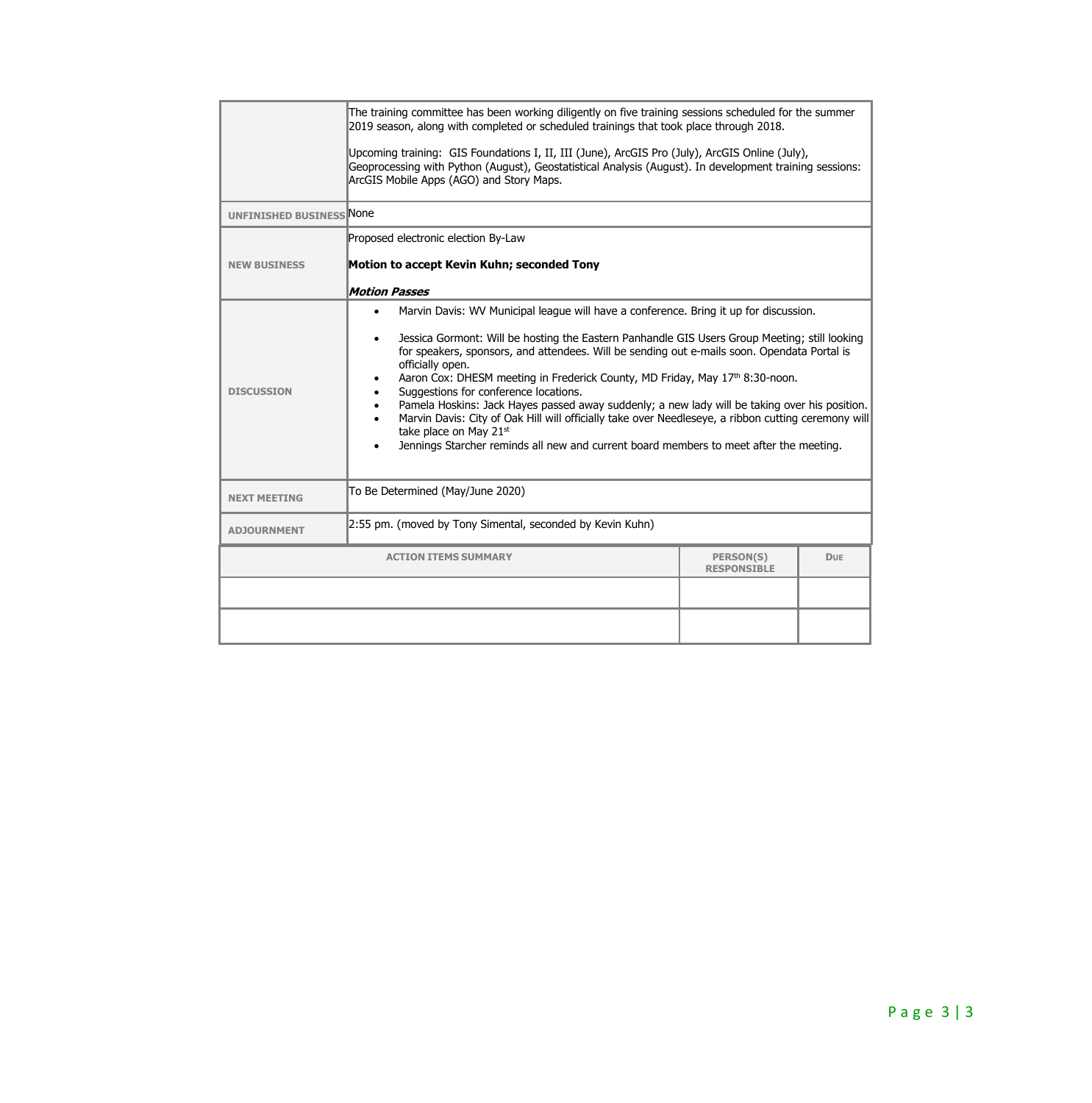| | |
|---|---|
| | The training committee has been working diligently on five training sessions scheduled for the summer 2019 season, along with completed or scheduled trainings that took place through 2018.<br><br>Upcoming training: GIS Foundations I, II, III (June), ArcGIS Pro (July), ArcGIS Online (July), Geoprocessing with Python (August), Geostatistical Analysis (August). In development training sessions: ArcGIS Mobile Apps (AGO) and Story Maps. |
| **UNFINISHED BUSINESS** | None |
| **NEW BUSINESS** | Proposed electronic election By-Law<br><br>**Motion to accept Kevin Kuhn; seconded Tony**<br><br>***Motion Passes*** |
| **DISCUSSION** | • Marvin Davis: WV Municipal league will have a conference. Bring it up for discussion.<br>• Jessica Gormont: Will be hosting the Eastern Panhandle GIS Users Group Meeting; still looking for speakers, sponsors, and attendees. Will be sending out e-mails soon. Opendata Portal is officially open.<br>• Aaron Cox: DHESM meeting in Frederick County, MD Friday, May 17th 8:30-noon.<br>• Suggestions for conference locations.<br>• Pamela Hoskins: Jack Hayes passed away suddenly; a new lady will be taking over his position.<br>• Marvin Davis: City of Oak Hill will officially take over Needleseye, a ribbon cutting ceremony will take place on May 21st<br>• Jennings Starcher reminds all new and current board members to meet after the meeting. |
| **NEXT MEETING** | To Be Determined (May/June 2020) |
| **ADJOURNMENT** | 2:55 pm. (moved by Tony Simental, seconded by Kevin Kuhn) |

| ACTION ITEMS SUMMARY | PERSON(S) RESPONSIBLE | DUE |
|---|---|---|
| | | |
| | | |